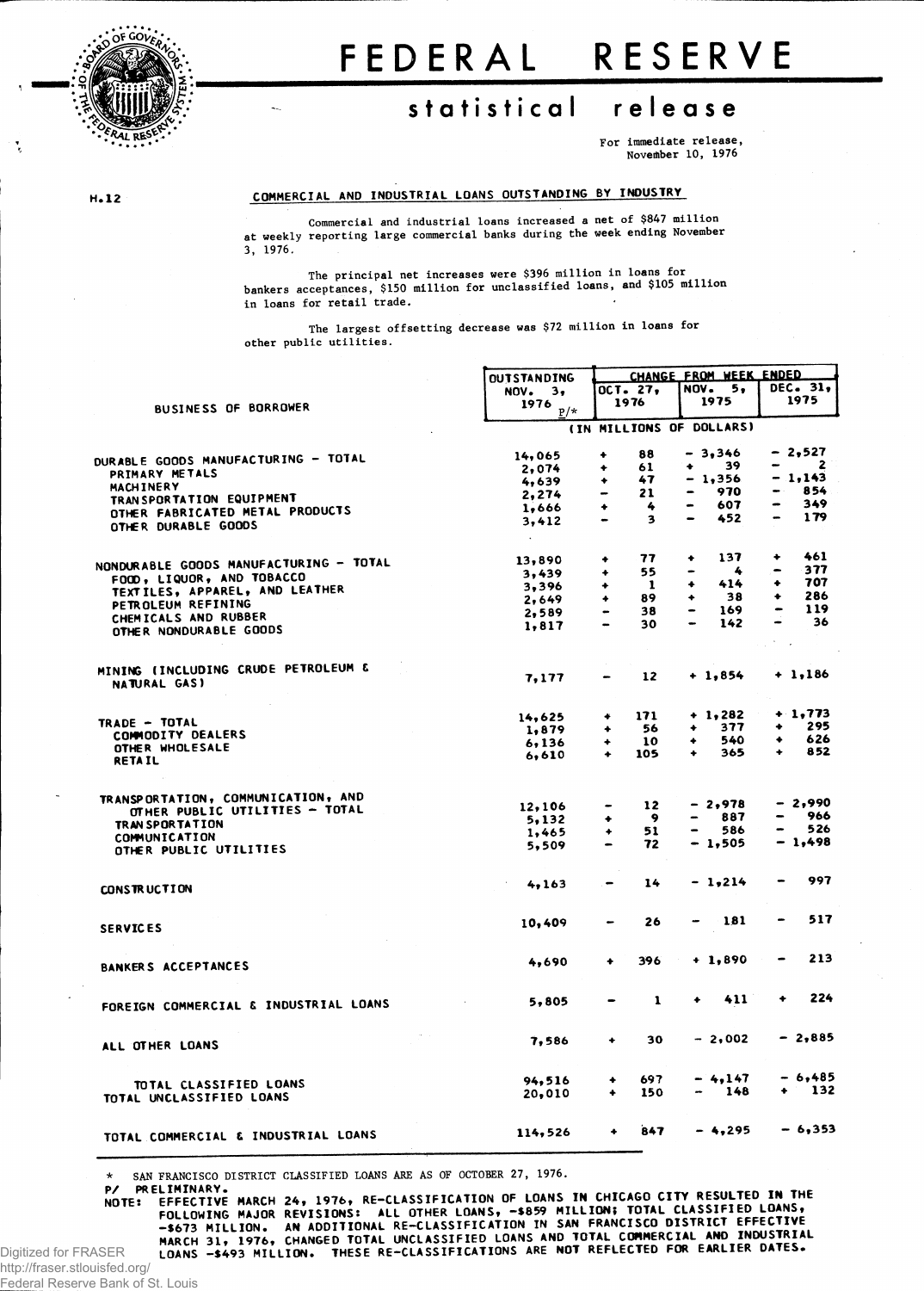# FEDERAL RESERVE

## statistical release

For immediate release,
November 10, 1976

H.12

### COMMERCIAL AND INDUSTRIAL LOANS OUTSTANDING BY INDUSTRY

Commercial and industrial loans increased a net of $847 million at weekly reporting large commercial banks during the week ending November 3, 1976.

The principal net increases were $396 million in loans for bankers acceptances, $150 million for unclassified loans, and $105 million in loans for retail trade.

The largest offsetting decrease was $72 million in loans for other public utilities.

| BUSINESS OF BORROWER | OUTSTANDING NOV. 3, 1976 P/* | CHANGE FROM WEEK ENDED OCT. 27, 1976 | CHANGE FROM WEEK ENDED NOV. 5, 1975 | CHANGE FROM WEEK ENDED DEC. 31, 1975 |
|---|---|---|---|---|
| | (IN MILLIONS OF DOLLARS) | | | |
| DURABLE GOODS MANUFACTURING - TOTAL | 14,065 | + 88 | - 3,346 | - 2,527 |
| PRIMARY METALS | 2,074 | + 61 | + 39 | - 2 |
| MACHINERY | 4,639 | + 47 | - 1,356 | - 1,143 |
| TRANSPORTATION EQUIPMENT | 2,274 | - 21 | - 970 | - 854 |
| OTHER FABRICATED METAL PRODUCTS | 1,666 | + 4 | - 607 | - 349 |
| OTHER DURABLE GOODS | 3,412 | - 3 | - 452 | - 179 |
| NONDURABLE GOODS MANUFACTURING - TOTAL | 13,890 | + 77 | + 137 | + 461 |
| FOOD, LIQUOR, AND TOBACCO | 3,439 | + 55 | - 4 | - 377 |
| TEXTILES, APPAREL, AND LEATHER | 3,396 | + 1 | + 414 | + 707 |
| PETROLEUM REFINING | 2,649 | + 89 | + 38 | + 286 |
| CHEMICALS AND RUBBER | 2,589 | - 38 | - 169 | - 119 |
| OTHER NONDURABLE GOODS | 1,817 | - 30 | - 142 | - 36 |
| MINING (INCLUDING CRUDE PETROLEUM & NATURAL GAS) | 7,177 | - 12 | + 1,854 | + 1,186 |
| TRADE - TOTAL | 14,625 | + 171 | + 1,282 | + 1,773 |
| COMMODITY DEALERS | 1,879 | + 56 | + 377 | + 295 |
| OTHER WHOLESALE | 6,136 | + 10 | + 540 | + 626 |
| RETAIL | 6,610 | + 105 | + 365 | + 852 |
| TRANSPORTATION, COMMUNICATION, AND OTHER PUBLIC UTILITIES - TOTAL | 12,106 | - 12 | - 2,978 | - 2,990 |
| TRANSPORTATION | 5,132 | + 9 | - 887 | - 966 |
| COMMUNICATION | 1,465 | + 51 | - 586 | - 526 |
| OTHER PUBLIC UTILITIES | 5,509 | - 72 | - 1,505 | - 1,498 |
| CONSTRUCTION | 4,163 | - 14 | - 1,214 | - 997 |
| SERVICES | 10,409 | - 26 | - 181 | - 517 |
| BANKERS ACCEPTANCES | 4,690 | + 396 | + 1,890 | - 213 |
| FOREIGN COMMERCIAL & INDUSTRIAL LOANS | 5,805 | - 1 | + 411 | + 224 |
| ALL OTHER LOANS | 7,586 | + 30 | - 2,002 | - 2,885 |
| TOTAL CLASSIFIED LOANS | 94,516 | + 697 | - 4,147 | - 6,485 |
| TOTAL UNCLASSIFIED LOANS | 20,010 | + 150 | - 148 | + 132 |
| TOTAL COMMERCIAL & INDUSTRIAL LOANS | 114,526 | + 847 | - 4,295 | - 6,353 |

\* SAN FRANCISCO DISTRICT CLASSIFIED LOANS ARE AS OF OCTOBER 27, 1976.

P/ PRELIMINARY.

NOTE: EFFECTIVE MARCH 24, 1976, RE-CLASSIFICATION OF LOANS IN CHICAGO CITY RESULTED IN THE FOLLOWING MAJOR REVISIONS: ALL OTHER LOANS, -$859 MILLION; TOTAL CLASSIFIED LOANS, -$673 MILLION. AN ADDITIONAL RE-CLASSIFICATION IN SAN FRANCISCO DISTRICT EFFECTIVE MARCH 31, 1976, CHANGED TOTAL UNCLASSIFIED LOANS AND TOTAL COMMERCIAL AND INDUSTRIAL LOANS -$493 MILLION. THESE RE-CLASSIFICATIONS ARE NOT REFLECTED FOR EARLIER DATES.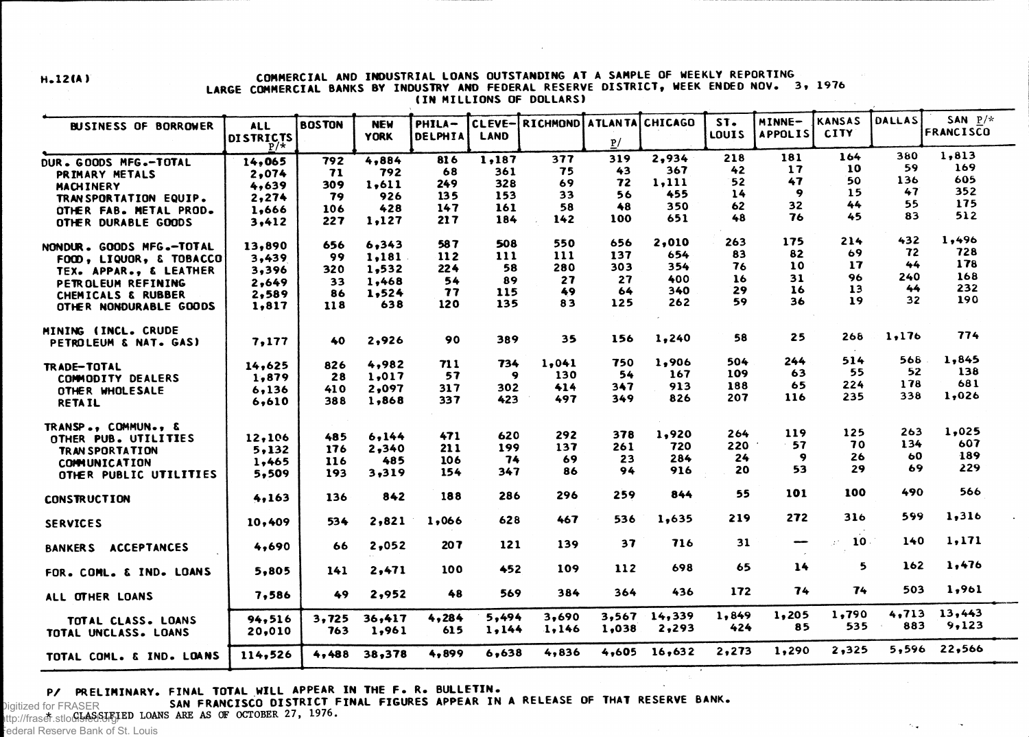H.12(A)

COMMERCIAL AND INDUSTRIAL LOANS OUTSTANDING AT A SAMPLE OF WEEKLY REPORTING LARGE COMMERCIAL BANKS BY INDUSTRY AND FEDERAL RESERVE DISTRICT, WEEK ENDED NOV. 3, 1976
(IN MILLIONS OF DOLLARS)

| BUSINESS OF BORROWER | ALL DISTRICTS P/* | BOSTON | NEW YORK | PHILA-DELPHIA | CLEVE-LAND | RICHMOND | ATLANTA P/ | CHICAGO | ST. LOUIS | MINNE-APPOLIS | KANSAS CITY | DALLAS | SAN P/* FRANCISCO |
|---|---|---|---|---|---|---|---|---|---|---|---|---|---|
| DUR. GOODS MFG.-TOTAL | 14,065 | 792 | 4,884 | 816 | 1,187 | 377 | 319 | 2,934 | 218 | 181 | 164 | 380 | 1,813 |
| PRIMARY METALS | 2,074 | 71 | 792 | 68 | 361 | 75 | 43 | 367 | 42 | 17 | 10 | 59 | 169 |
| MACHINERY | 4,639 | 309 | 1,611 | 249 | 328 | 69 | 72 | 1,111 | 52 | 47 | 50 | 136 | 605 |
| TRANSPORTATION EQUIP. | 2,274 | 79 | 926 | 135 | 153 | 33 | 56 | 455 | 14 | 9 | 15 | 47 | 352 |
| OTHER FAB. METAL PROD. | 1,666 | 106 | 428 | 147 | 161 | 58 | 48 | 350 | 62 | 32 | 44 | 55 | 175 |
| OTHER DURABLE GOODS | 3,412 | 227 | 1,127 | 217 | 184 | 142 | 100 | 651 | 48 | 76 | 45 | 83 | 512 |
| NONDUR. GOODS MFG.-TOTAL | 13,890 | 656 | 6,343 | 587 | 508 | 550 | 656 | 2,010 | 263 | 175 | 214 | 432 | 1,496 |
| FOOD, LIQUOR, & TOBACCO | 3,439 | 99 | 1,181 | 112 | 111 | 111 | 137 | 654 | 83 | 82 | 69 | 72 | 728 |
| TEX. APPAR., & LEATHER | 3,396 | 320 | 1,532 | 224 | 58 | 280 | 303 | 354 | 76 | 10 | 17 | 44 | 178 |
| PETROLEUM REFINING | 2,649 | 33 | 1,468 | 54 | 89 | 27 | 27 | 400 | 16 | 31 | 96 | 240 | 168 |
| CHEMICALS & RUBBER | 2,589 | 86 | 1,524 | 77 | 115 | 49 | 64 | 340 | 29 | 16 | 13 | 44 | 232 |
| OTHER NONDURABLE GOODS | 1,817 | 118 | 638 | 120 | 135 | 83 | 125 | 262 | 59 | 36 | 19 | 32 | 190 |
| MINING (INCL. CRUDE PETROLEUM & NAT. GAS) | 7,177 | 40 | 2,926 | 90 | 389 | 35 | 156 | 1,240 | 58 | 25 | 268 | 1,176 | 774 |
| TRADE-TOTAL | 14,625 | 826 | 4,982 | 711 | 734 | 1,041 | 750 | 1,906 | 504 | 244 | 514 | 568 | 1,845 |
| COMMODITY DEALERS | 1,879 | 28 | 1,017 | 57 | 9 | 130 | 54 | 167 | 109 | 63 | 55 | 52 | 138 |
| OTHER WHOLESALE | 6,136 | 410 | 2,097 | 317 | 302 | 414 | 347 | 913 | 188 | 65 | 224 | 178 | 681 |
| RETAIL | 6,610 | 388 | 1,868 | 337 | 423 | 497 | 349 | 826 | 207 | 116 | 235 | 338 | 1,026 |
| TRANSP., COMMUN., & OTHER PUB. UTILITIES | 12,106 | 485 | 6,144 | 471 | 620 | 292 | 378 | 1,920 | 264 | 119 | 125 | 263 | 1,025 |
| TRANSPORTATION | 5,132 | 176 | 2,340 | 211 | 199 | 137 | 261 | 720 | 220 | 57 | 70 | 134 | 607 |
| COMMUNICATION | 1,465 | 116 | 485 | 106 | 74 | 69 | 23 | 284 | 24 | 9 | 26 | 60 | 189 |
| OTHER PUBLIC UTILITIES | 5,509 | 193 | 3,319 | 154 | 347 | 86 | 94 | 916 | 20 | 53 | 29 | 69 | 229 |
| CONSTRUCTION | 4,163 | 136 | 842 | 188 | 286 | 296 | 259 | 844 | 55 | 101 | 100 | 490 | 566 |
| SERVICES | 10,409 | 534 | 2,821 | 1,066 | 628 | 467 | 536 | 1,635 | 219 | 272 | 316 | 599 | 1,316 |
| BANKERS ACCEPTANCES | 4,690 | 66 | 2,052 | 207 | 121 | 139 | 37 | 716 | 31 | — | 10 | 140 | 1,171 |
| FOR. COML. & IND. LOANS | 5,805 | 141 | 2,471 | 100 | 452 | 109 | 112 | 698 | 65 | 14 | 5 | 162 | 1,476 |
| ALL OTHER LOANS | 7,586 | 49 | 2,952 | 48 | 569 | 384 | 364 | 436 | 172 | 74 | 74 | 503 | 1,961 |
| TOTAL CLASS. LOANS | 94,516 | 3,725 | 36,417 | 4,284 | 5,494 | 3,690 | 3,567 | 14,339 | 1,849 | 1,205 | 1,790 | 4,713 | 13,443 |
| TOTAL UNCLASS. LOANS | 20,010 | 763 | 1,961 | 615 | 1,144 | 1,146 | 1,038 | 2,293 | 424 | 85 | 535 | 883 | 9,123 |
| TOTAL COML. & IND. LOANS | 114,526 | 4,488 | 38,378 | 4,899 | 6,638 | 4,836 | 4,605 | 16,632 | 2,273 | 1,290 | 2,325 | 5,596 | 22,566 |

P/ PRELIMINARY. FINAL TOTAL WILL APPEAR IN THE F. R. BULLETIN.
SAN FRANCISCO DISTRICT FINAL FIGURES APPEAR IN A RELEASE OF THAT RESERVE BANK.
* CLASSIFIED LOANS ARE AS OF OCTOBER 27, 1976.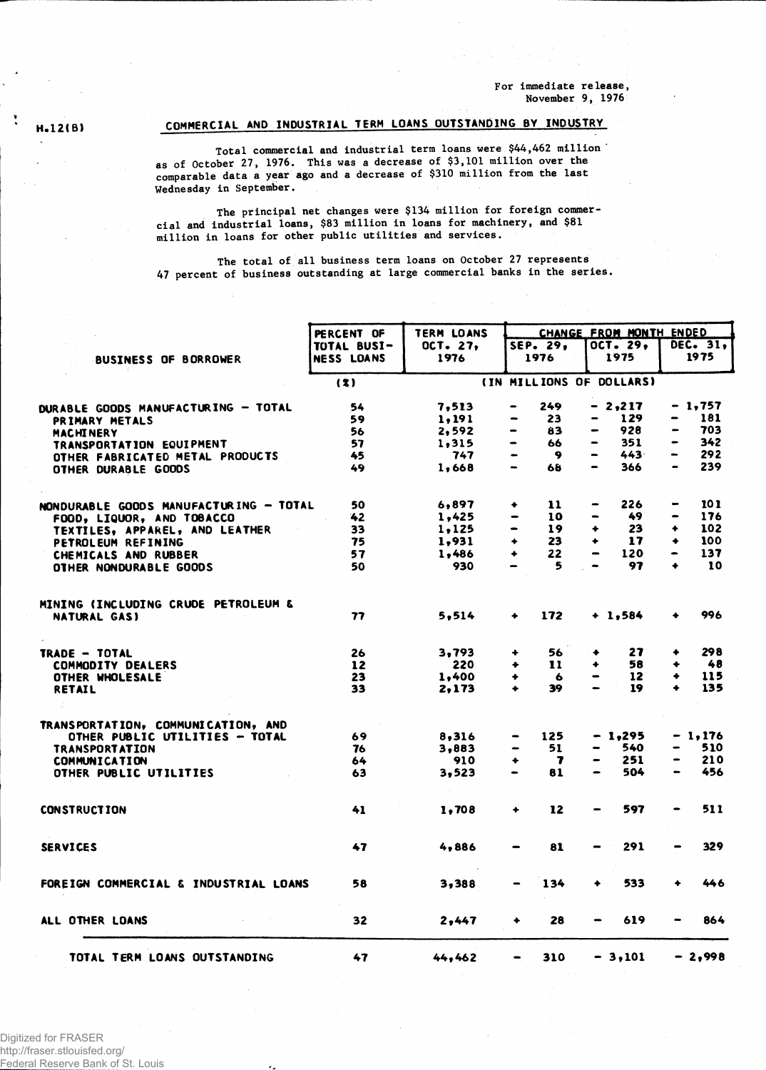For immediate release,
November 9, 1976

H.12(B)

# COMMERCIAL AND INDUSTRIAL TERM LOANS OUTSTANDING BY INDUSTRY

Total commercial and industrial term loans were $44,462 million as of October 27, 1976. This was a decrease of $3,101 million over the comparable data a year ago and a decrease of $310 million from the last Wednesday in September.

The principal net changes were $134 million for foreign commercial and industrial loans, $83 million in loans for machinery, and $81 million in loans for other public utilities and services.

The total of all business term loans on October 27 represents 47 percent of business outstanding at large commercial banks in the series.

| BUSINESS OF BORROWER | PERCENT OF TOTAL BUSINESS LOANS | TERM LOANS OCT. 27, 1976 | CHANGE FROM MONTH ENDED SEP. 29, 1976 | OCT. 29, 1975 | DEC. 31, 1975 |
|---|---|---|---|---|---|
| | (%) | (IN MILLIONS OF DOLLARS) | | | |
| DURABLE GOODS MANUFACTURING - TOTAL | 54 | 7,513 | - 249 | - 2,217 | - 1,757 |
| PRIMARY METALS | 59 | 1,191 | - 23 | - 129 | - 181 |
| MACHINERY | 56 | 2,592 | - 83 | - 928 | - 703 |
| TRANSPORTATION EQUIPMENT | 57 | 1,315 | - 66 | - 351 | - 342 |
| OTHER FABRICATED METAL PRODUCTS | 45 | 747 | - 9 | - 443 | - 292 |
| OTHER DURABLE GOODS | 49 | 1,668 | - 68 | - 366 | - 239 |
| NONDURABLE GOODS MANUFACTURING - TOTAL | 50 | 6,897 | + 11 | - 226 | - 101 |
| FOOD, LIQUOR, AND TOBACCO | 42 | 1,425 | - 10 | - 49 | - 176 |
| TEXTILES, APPAREL, AND LEATHER | 33 | 1,125 | - 19 | + 23 | + 102 |
| PETROLEUM REFINING | 75 | 1,931 | + 23 | + 17 | + 100 |
| CHEMICALS AND RUBBER | 57 | 1,486 | + 22 | - 120 | - 137 |
| OTHER NONDURABLE GOODS | 50 | 930 | - 5 | - 97 | + 10 |
| MINING (INCLUDING CRUDE PETROLEUM & NATURAL GAS) | 77 | 5,514 | + 172 | + 1,584 | + 996 |
| TRADE - TOTAL | 26 | 3,793 | + 56 | + 27 | + 298 |
| COMMODITY DEALERS | 12 | 220 | + 11 | + 58 | + 48 |
| OTHER WHOLESALE | 23 | 1,400 | + 6 | - 12 | + 115 |
| RETAIL | 33 | 2,173 | + 39 | - 19 | + 135 |
| TRANSPORTATION, COMMUNICATION, AND OTHER PUBLIC UTILITIES - TOTAL | 69 | 8,316 | - 125 | - 1,295 | - 1,176 |
| TRANSPORTATION | 76 | 3,883 | - 51 | - 540 | - 510 |
| COMMUNICATION | 64 | 910 | + 7 | - 251 | - 210 |
| OTHER PUBLIC UTILITIES | 63 | 3,523 | - 81 | - 504 | - 456 |
| CONSTRUCTION | 41 | 1,708 | + 12 | - 597 | - 511 |
| SERVICES | 47 | 4,886 | - 81 | - 291 | - 329 |
| FOREIGN COMMERCIAL & INDUSTRIAL LOANS | 58 | 3,388 | - 134 | + 533 | + 446 |
| ALL OTHER LOANS | 32 | 2,447 | + 28 | - 619 | - 864 |
| TOTAL TERM LOANS OUTSTANDING | 47 | 44,462 | - 310 | - 3,101 | - 2,998 |

Digitized for FRASER
http://fraser.stlouisfed.org/
Federal Reserve Bank of St. Louis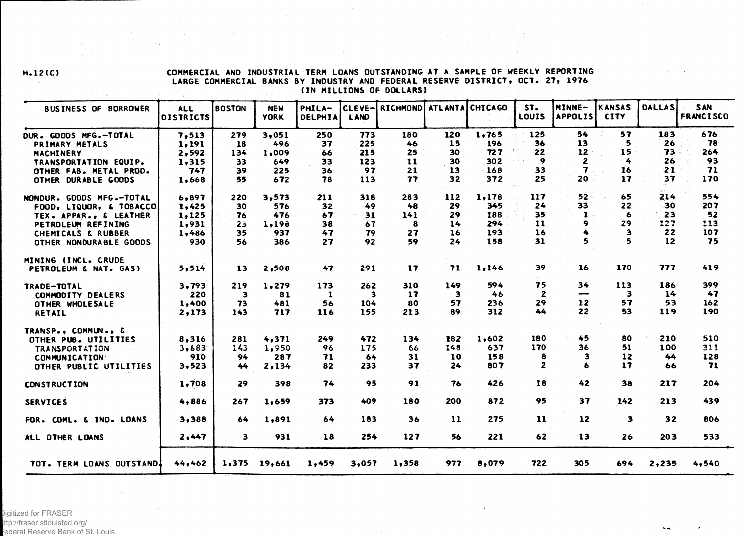H.12(C)

COMMERCIAL AND INDUSTRIAL TERM LOANS OUTSTANDING AT A SAMPLE OF WEEKLY REPORTING LARGE COMMERCIAL BANKS BY INDUSTRY AND FEDERAL RESERVE DISTRICT, OCT. 27, 1976
(IN MILLIONS OF DOLLARS)

| BUSINESS OF BORROWER | ALL DISTRICTS | BOSTON | NEW YORK | PHILA-DELPHIA | CLEVE-LAND | RICHMOND | ATLANTA | CHICAGO | ST. LOUIS | MINNE-APPOLIS | KANSAS CITY | DALLAS | SAN FRANCISCO |
|---|---|---|---|---|---|---|---|---|---|---|---|---|---|
| DUR. GOODS MFG.-TOTAL | 7,513 | 279 | 3,051 | 250 | 773 | 180 | 120 | 1,765 | 125 | 54 | 57 | 183 | 676 |
| PRIMARY METALS | 1,191 | 18 | 496 | 37 | 225 | 46 | 15 | 196 | 36 | 13 | 5 | 26 | 78 |
| MACHINERY | 2,592 | 134 | 1,009 | 66 | 215 | 25 | 30 | 727 | 22 | 12 | 15 | 73 | 264 |
| TRANSPORTATION EQUIP. | 1,315 | 33 | 649 | 33 | 123 | 11 | 30 | 302 | 9 | 2 | 4 | 26 | 93 |
| OTHER FAB. METAL PROD. | 747 | 39 | 225 | 36 | 97 | 21 | 13 | 168 | 33 | 7 | 16 | 21 | 71 |
| OTHER DURABLE GOODS | 1,668 | 55 | 672 | 78 | 113 | 77 | 32 | 372 | 25 | 20 | 17 | 37 | 170 |
| NONDUR. GOODS MFG.-TOTAL | 6,897 | 220 | 3,573 | 211 | 318 | 283 | 112 | 1,178 | 117 | 52 | 65 | 214 | 554 |
| FOOD, LIQUOR, & TOBACCO | 1,425 | 30 | 576 | 32 | 49 | 48 | 29 | 345 | 24 | 33 | 22 | 30 | 207 |
| TEX. APPAR., & LEATHER | 1,125 | 76 | 476 | 67 | 31 | 141 | 29 | 188 | 35 | 1 | 6 | 23 | 52 |
| PETROLEUM REFINING | 1,931 | 23 | 1,198 | 38 | 67 | 8 | 14 | 294 | 11 | 9 | 29 | 127 | 113 |
| CHEMICALS & RUBBER | 1,486 | 35 | 937 | 47 | 79 | 27 | 16 | 193 | 16 | 4 | 3 | 22 | 107 |
| OTHER NONDURABLE GOODS | 930 | 56 | 386 | 27 | 92 | 59 | 24 | 158 | 31 | 5 | 5 | 12 | 75 |
| MINING (INCL. CRUDE PETROLEUM & NAT. GAS) | 5,514 | 13 | 2,508 | 47 | 291 | 17 | 71 | 1,146 | 39 | 16 | 170 | 777 | 419 |
| TRADE-TOTAL | 3,793 | 219 | 1,279 | 173 | 262 | 310 | 149 | 594 | 75 | 34 | 113 | 186 | 399 |
| COMMODITY DEALERS | 220 | 3 | 81 | 1 | 3 | 17 | 3 | 46 | 2 | -- | 3 | 14 | 47 |
| OTHER WHOLESALE | 1,400 | 73 | 481 | 56 | 104 | 80 | 57 | 236 | 29 | 12 | 57 | 53 | 162 |
| RETAIL | 2,173 | 143 | 717 | 116 | 155 | 213 | 89 | 312 | 44 | 22 | 53 | 119 | 190 |
| TRANSP., COMMUN., & OTHER PUB. UTILITIES | 8,316 | 281 | 4,371 | 249 | 472 | 134 | 182 | 1,602 | 180 | 45 | 80 | 210 | 510 |
| TRANSPORTATION | 3,683 | 143 | 1,950 | 96 | 175 | 66 | 148 | 637 | 170 | 36 | 51 | 100 | 311 |
| COMMUNICATION | 910 | 94 | 287 | 71 | 64 | 31 | 10 | 158 | 8 | 3 | 12 | 44 | 128 |
| OTHER PUBLIC UTILITIES | 3,523 | 44 | 2,134 | 82 | 233 | 37 | 24 | 807 | 2 | 6 | 17 | 66 | 71 |
| CONSTRUCTION | 1,708 | 29 | 398 | 74 | 95 | 91 | 76 | 426 | 18 | 42 | 38 | 217 | 204 |
| SERVICES | 4,886 | 267 | 1,659 | 373 | 409 | 180 | 200 | 872 | 95 | 37 | 142 | 213 | 439 |
| FOR. COML. & IND. LOANS | 3,388 | 64 | 1,891 | 64 | 183 | 36 | 11 | 275 | 11 | 12 | 3 | 32 | 806 |
| ALL OTHER LOANS | 2,447 | 3 | 931 | 18 | 254 | 127 | 56 | 221 | 62 | 13 | 26 | 203 | 533 |
| TOT. TERM LOANS OUTSTAND. | 44,462 | 1,375 | 19,661 | 1,459 | 3,057 | 1,358 | 977 | 8,079 | 722 | 305 | 694 | 2,235 | 4,540 |